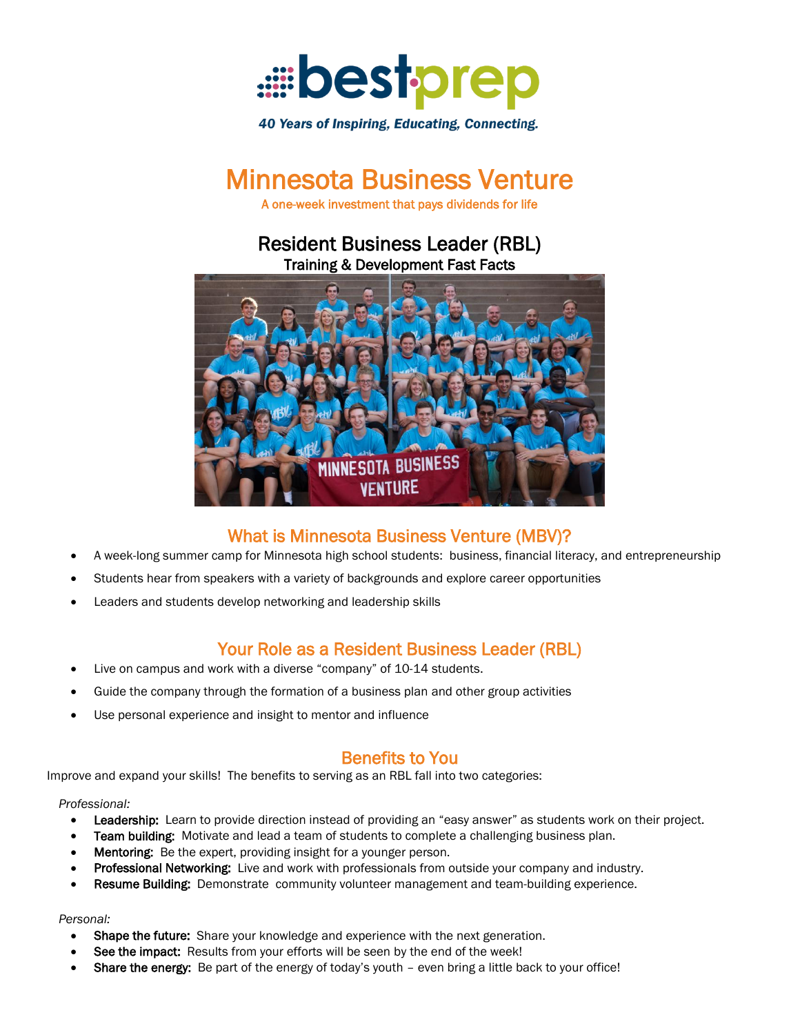bestprep

*40 Years of Inspiring, Educating, Connecting.*

# Minnesota Business Venture

A one-week investment that pays dividends for life

## Resident Business Leader (RBL)

### Training & Development Fast Facts

## What is Minnesota Business Venture (MBV)?

- A week-long summer camp for Minnesota high school students: business, financial literacy, and entrepreneurship
- Students hear from speakers with a variety of backgrounds and explore career opportunities
- Leaders and students develop networking and leadership skills

## Your Role as a Resident Business Leader (RBL)

- Live on campus and work with a diverse "company" of 10-14 students.
- Guide the company through the formation of a business plan and other group activities
- Use personal experience and insight to mentor and influence

## Benefits to You

Improve and expand your skills! The benefits to serving as an RBL fall into two categories:

*Professional:*

- **Leadership:** Learn to provide direction instead of providing an "easy answer" as students work on their project.
- **Team building:** Motivate and lead a team of students to complete a challenging business plan.
- **Mentoring:** Be the expert, providing insight for a younger person.
- **Professional Networking:** Live and work with professionals from outside your company and industry.
- **Resume Building:** Demonstrate community volunteer management and team-building experience.

*Personal:*

- **Shape the future:** Share your knowledge and experience with the next generation.
- **See the impact:** Results from your efforts will be seen by the end of the week!
- **Share the energy:** Be part of the energy of today's youth – even bring a little back to your office!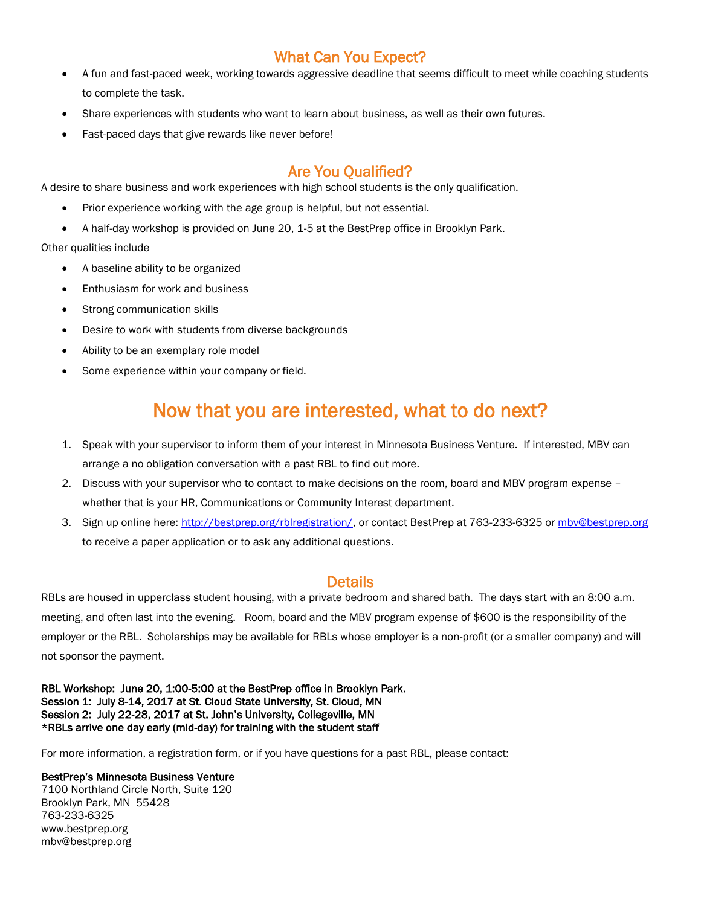## What Can You Expect?

- A fun and fast-paced week, working towards aggressive deadline that seems difficult to meet while coaching students to complete the task.
- Share experiences with students who want to learn about business, as well as their own futures.
- Fast-paced days that give rewards like never before!

## Are You Qualified?

A desire to share business and work experiences with high school students is the only qualification.

- Prior experience working with the age group is helpful, but not essential.
- A half-day workshop is provided on June 20, 1-5 at the BestPrep office in Brooklyn Park.

Other qualities include

- A baseline ability to be organized
- Enthusiasm for work and business
- Strong communication skills
- Desire to work with students from diverse backgrounds
- Ability to be an exemplary role model
- Some experience within your company or field.

# Now that you are interested, what to do next?

1. Speak with your supervisor to inform them of your interest in Minnesota Business Venture. If interested, MBV can arrange a no obligation conversation with a past RBL to find out more.
2. Discuss with your supervisor who to contact to make decisions on the room, board and MBV program expense – whether that is your HR, Communications or Community Interest department.
3. Sign up online here: http://bestprep.org/rblregistration/, or contact BestPrep at 763-233-6325 or mbv@bestprep.org to receive a paper application or to ask any additional questions.

## Details

RBLs are housed in upperclass student housing, with a private bedroom and shared bath. The days start with an 8:00 a.m. meeting, and often last into the evening. Room, board and the MBV program expense of $600 is the responsibility of the employer or the RBL. Scholarships may be available for RBLs whose employer is a non-profit (or a smaller company) and will not sponsor the payment.

**RBL Workshop: June 20, 1:00-5:00 at the BestPrep office in Brooklyn Park.**
**Session 1: July 8-14, 2017 at St. Cloud State University, St. Cloud, MN**
**Session 2: July 22-28, 2017 at St. John's University, Collegeville, MN**
**\*RBLs arrive one day early (mid-day) for training with the student staff**

For more information, a registration form, or if you have questions for a past RBL, please contact:

**BestPrep's Minnesota Business Venture**
7100 Northland Circle North, Suite 120
Brooklyn Park, MN 55428
763-233-6325
www.bestprep.org
mbv@bestprep.org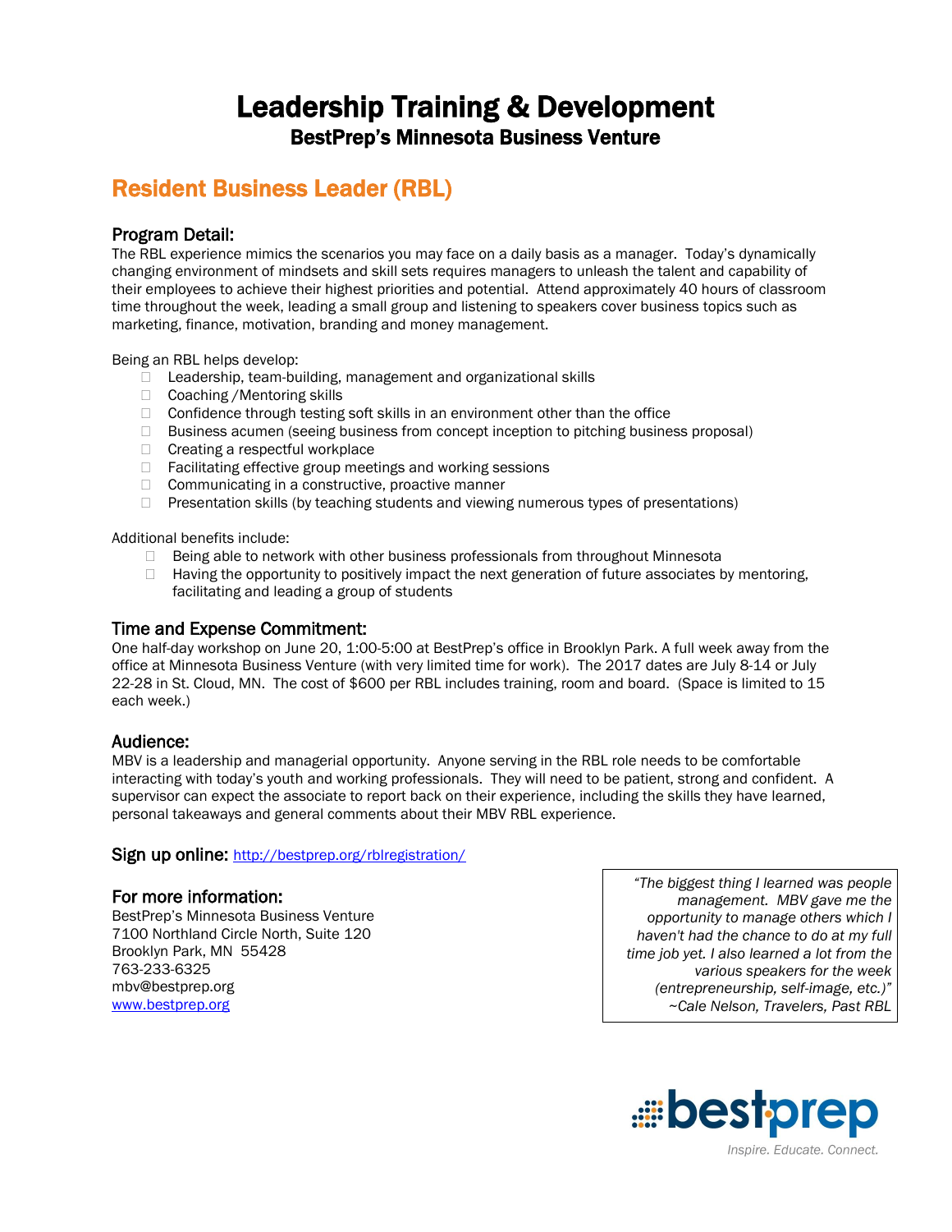# Leadership Training & Development

## BestPrep's Minnesota Business Venture

## Resident Business Leader (RBL)

### Program Detail:

The RBL experience mimics the scenarios you may face on a daily basis as a manager. Today's dynamically changing environment of mindsets and skill sets requires managers to unleash the talent and capability of their employees to achieve their highest priorities and potential. Attend approximately 40 hours of classroom time throughout the week, leading a small group and listening to speakers cover business topics such as marketing, finance, motivation, branding and money management.

Being an RBL helps develop:

- Leadership, team-building, management and organizational skills
- Coaching /Mentoring skills
- Confidence through testing soft skills in an environment other than the office
- Business acumen (seeing business from concept inception to pitching business proposal)
- Creating a respectful workplace
- Facilitating effective group meetings and working sessions
- Communicating in a constructive, proactive manner
- Presentation skills (by teaching students and viewing numerous types of presentations)

Additional benefits include:

- Being able to network with other business professionals from throughout Minnesota
- Having the opportunity to positively impact the next generation of future associates by mentoring, facilitating and leading a group of students

### Time and Expense Commitment:

One half-day workshop on June 20, 1:00-5:00 at BestPrep's office in Brooklyn Park. A full week away from the office at Minnesota Business Venture (with very limited time for work). The 2017 dates are July 8-14 or July 22-28 in St. Cloud, MN. The cost of $600 per RBL includes training, room and board. (Space is limited to 15 each week.)

### Audience:

MBV is a leadership and managerial opportunity. Anyone serving in the RBL role needs to be comfortable interacting with today's youth and working professionals. They will need to be patient, strong and confident. A supervisor can expect the associate to report back on their experience, including the skills they have learned, personal takeaways and general comments about their MBV RBL experience.

### Sign up online: [http://bestprep.org/rblregistration/](http://bestprep.org/rblregistration/)

### For more information:

BestPrep's Minnesota Business Venture
7100 Northland Circle North, Suite 120
Brooklyn Park, MN 55428
763-233-6325
mbv@bestprep.org
[www.bestprep.org](http://www.bestprep.org)

> *"The biggest thing I learned was people management. MBV gave me the opportunity to manage others which I haven't had the chance to do at my full time job yet. I also learned a lot from the various speakers for the week (entrepreneurship, self-image, etc.)"*
> *~Cale Nelson, Travelers, Past RBL*

bestprep
*Inspire. Educate. Connect.*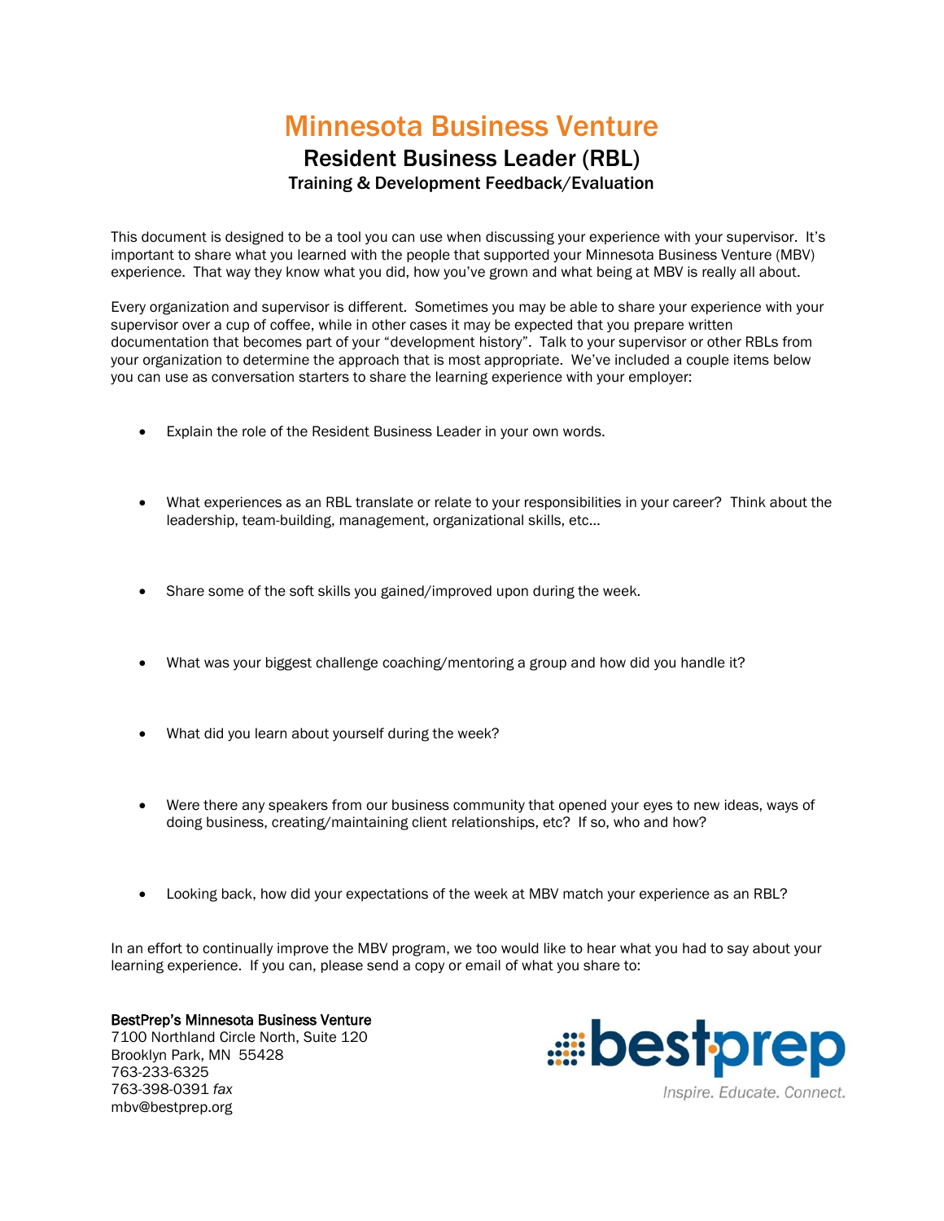# Minnesota Business Venture

## Resident Business Leader (RBL)

### Training & Development Feedback/Evaluation

This document is designed to be a tool you can use when discussing your experience with your supervisor. It's important to share what you learned with the people that supported your Minnesota Business Venture (MBV) experience. That way they know what you did, how you've grown and what being at MBV is really all about.

Every organization and supervisor is different. Sometimes you may be able to share your experience with your supervisor over a cup of coffee, while in other cases it may be expected that you prepare written documentation that becomes part of your "development history". Talk to your supervisor or other RBLs from your organization to determine the approach that is most appropriate. We've included a couple items below you can use as conversation starters to share the learning experience with your employer:

- Explain the role of the Resident Business Leader in your own words.

- What experiences as an RBL translate or relate to your responsibilities in your career? Think about the leadership, team-building, management, organizational skills, etc…

- Share some of the soft skills you gained/improved upon during the week.

- What was your biggest challenge coaching/mentoring a group and how did you handle it?

- What did you learn about yourself during the week?

- Were there any speakers from our business community that opened your eyes to new ideas, ways of doing business, creating/maintaining client relationships, etc? If so, who and how?

- Looking back, how did your expectations of the week at MBV match your experience as an RBL?

In an effort to continually improve the MBV program, we too would like to hear what you had to say about your learning experience. If you can, please send a copy or email of what you share to:

**BestPrep's Minnesota Business Venture**
7100 Northland Circle North, Suite 120
Brooklyn Park, MN 55428
763-233-6325
763-398-0391 *fax*
mbv@bestprep.org

bestprep
*Inspire. Educate. Connect.*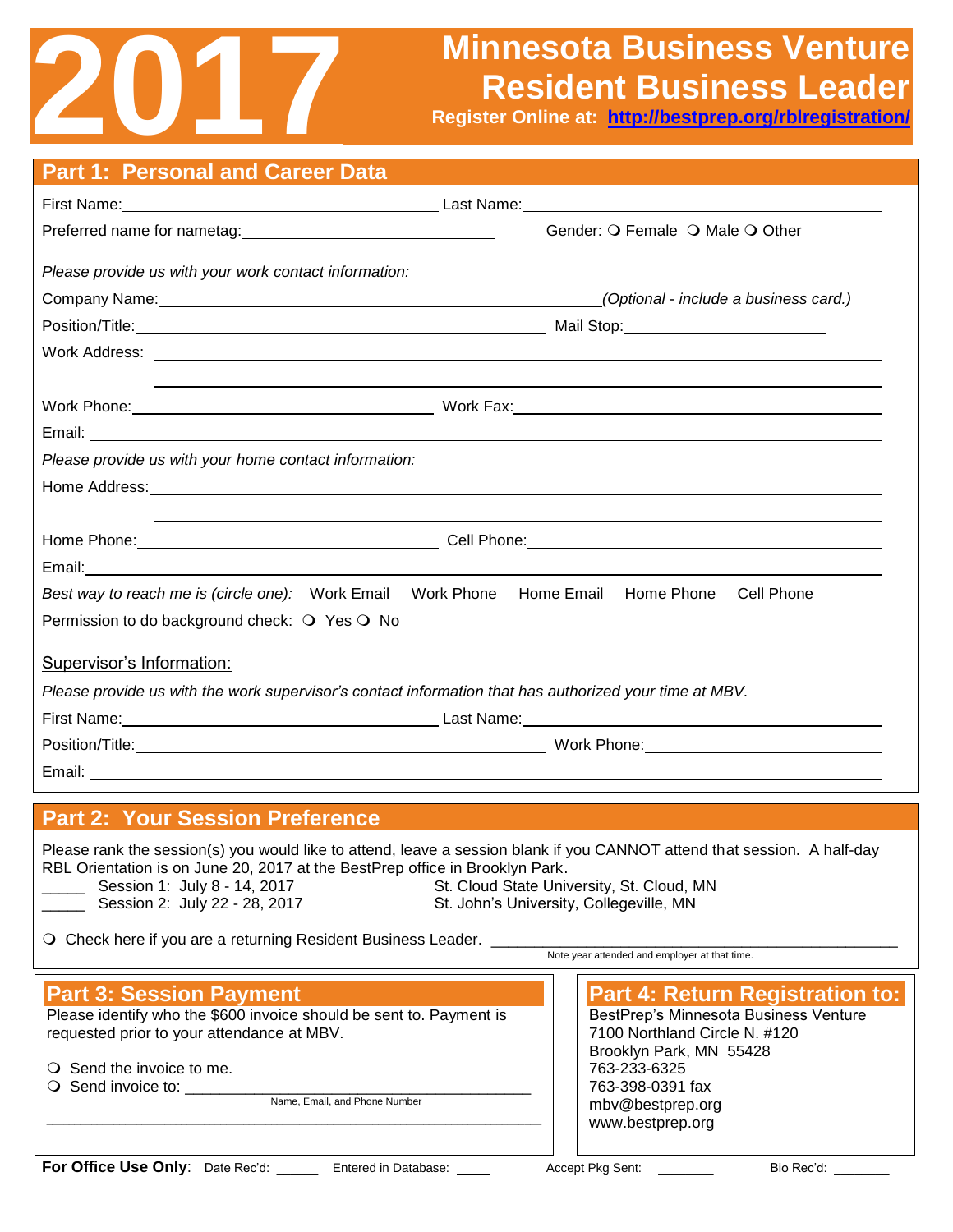# 2017

## Minnesota Business Venture Resident Business Leader

**Register Online at: http://bestprep.org/rblregistration/**

## Part 1: Personal and Career Data

First Name: ______________________ Last Name: ______________________

Preferred name for nametag: ______________________ Gender: ❍ Female ❍ Male ❍ Other

*Please provide us with your work contact information:*

Company Name: ______________________ *(Optional - include a business card.)*

Position/Title: ______________________ Mail Stop: ______________________

Work Address: ______________________

______________________

Work Phone: ______________________ Work Fax: ______________________

Email: ______________________

*Please provide us with your home contact information:*

Home Address: ______________________

______________________

Home Phone: ______________________ Cell Phone: ______________________

Email: ______________________

*Best way to reach me is (circle one):* Work Email Work Phone Home Email Home Phone Cell Phone

Permission to do background check: ❍ Yes ❍ No

Supervisor's Information:

*Please provide us with the work supervisor's contact information that has authorized your time at MBV.*

First Name: ______________________ Last Name: ______________________

Position/Title: ______________________ Work Phone: ______________________

Email: ______________________

## Part 2: Your Session Preference

Please rank the session(s) you would like to attend, leave a session blank if you CANNOT attend that session. A half-day RBL Orientation is on June 20, 2017 at the BestPrep office in Brooklyn Park.

_____ Session 1: July 8 - 14, 2017 St. Cloud State University, St. Cloud, MN

_____ Session 2: July 22 - 28, 2017 St. John's University, Collegeville, MN

❍ Check here if you are a returning Resident Business Leader. ______________________

Note year attended and employer at that time.

## Part 3: Session Payment

Please identify who the $600 invoice should be sent to. Payment is requested prior to your attendance at MBV.

❍ Send the invoice to me.

❍ Send invoice to: ______________________

Name, Email, and Phone Number

______________________

## Part 4: Return Registration to:

BestPrep's Minnesota Business Venture
7100 Northland Circle N. #120
Brooklyn Park, MN 55428
763-233-6325
763-398-0391 fax
mbv@bestprep.org
www.bestprep.org

**For Office Use Only**: Date Rec'd: _____ Entered in Database: _____ Accept Pkg Sent: _______ Bio Rec'd: _______